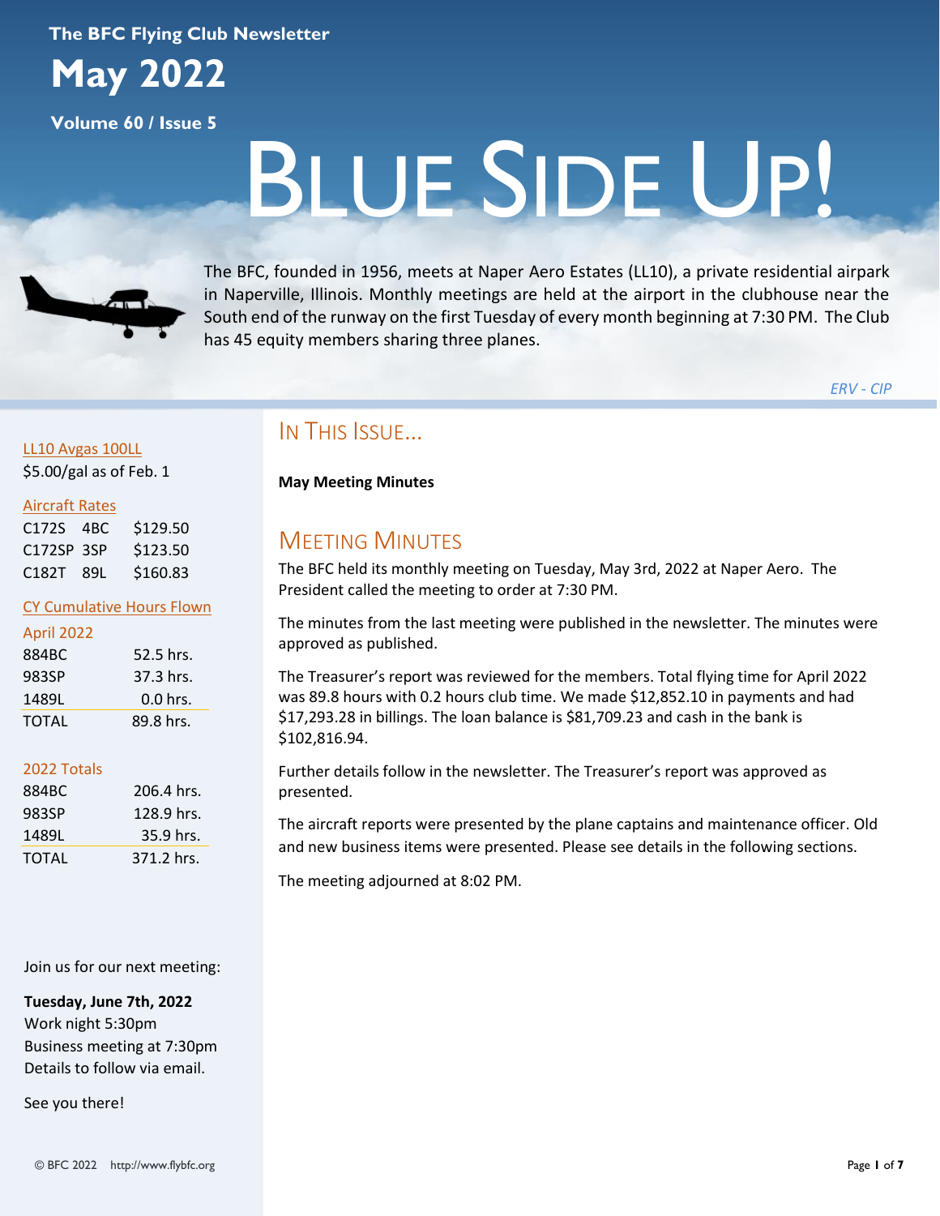The BFC Flying Club Newsletter

# May 2022

Volume 60 / Issue 5

# Blue Side Up!

The BFC, founded in 1956, meets at Naper Aero Estates (LL10), a private residential airpark in Naperville, Illinois. Monthly meetings are held at the airport in the clubhouse near the South end of the runway on the first Tuesday of every month beginning at 7:30 PM. The Club has 45 equity members sharing three planes.

*ERV - CIP*

## In This Issue...

**May Meeting Minutes**

## Meeting Minutes

The BFC held its monthly meeting on Tuesday, May 3rd, 2022 at Naper Aero. The President called the meeting to order at 7:30 PM.

The minutes from the last meeting were published in the newsletter. The minutes were approved as published.

The Treasurer's report was reviewed for the members. Total flying time for April 2022 was 89.8 hours with 0.2 hours club time. We made $12,852.10 in payments and had $17,293.28 in billings. The loan balance is $81,709.23 and cash in the bank is $102,816.94.

Further details follow in the newsletter. The Treasurer's report was approved as presented.

The aircraft reports were presented by the plane captains and maintenance officer. Old and new business items were presented. Please see details in the following sections.

The meeting adjourned at 8:02 PM.

---

**LL10 Avgas 100LL**

$5.00/gal as of Feb. 1

**Aircraft Rates**

| Aircraft | | Rate |
|---|---|---|
| C172S | 4BC | $129.50 |
| C172SP | 3SP | $123.50 |
| C182T | 89L | $160.83 |

**CY Cumulative Hours Flown**

**April 2022**

| Aircraft | Hours |
|---|---|
| 884BC | 52.5 hrs. |
| 983SP | 37.3 hrs. |
| 1489L | 0.0 hrs. |
| TOTAL | 89.8 hrs. |

**2022 Totals**

| Aircraft | Hours |
|---|---|
| 884BC | 206.4 hrs. |
| 983SP | 128.9 hrs. |
| 1489L | 35.9 hrs. |
| TOTAL | 371.2 hrs. |

Join us for our next meeting:

**Tuesday, June 7th, 2022**
Work night 5:30pm
Business meeting at 7:30pm
Details to follow via email.

See you there!

© BFC 2022 http://www.flybfc.org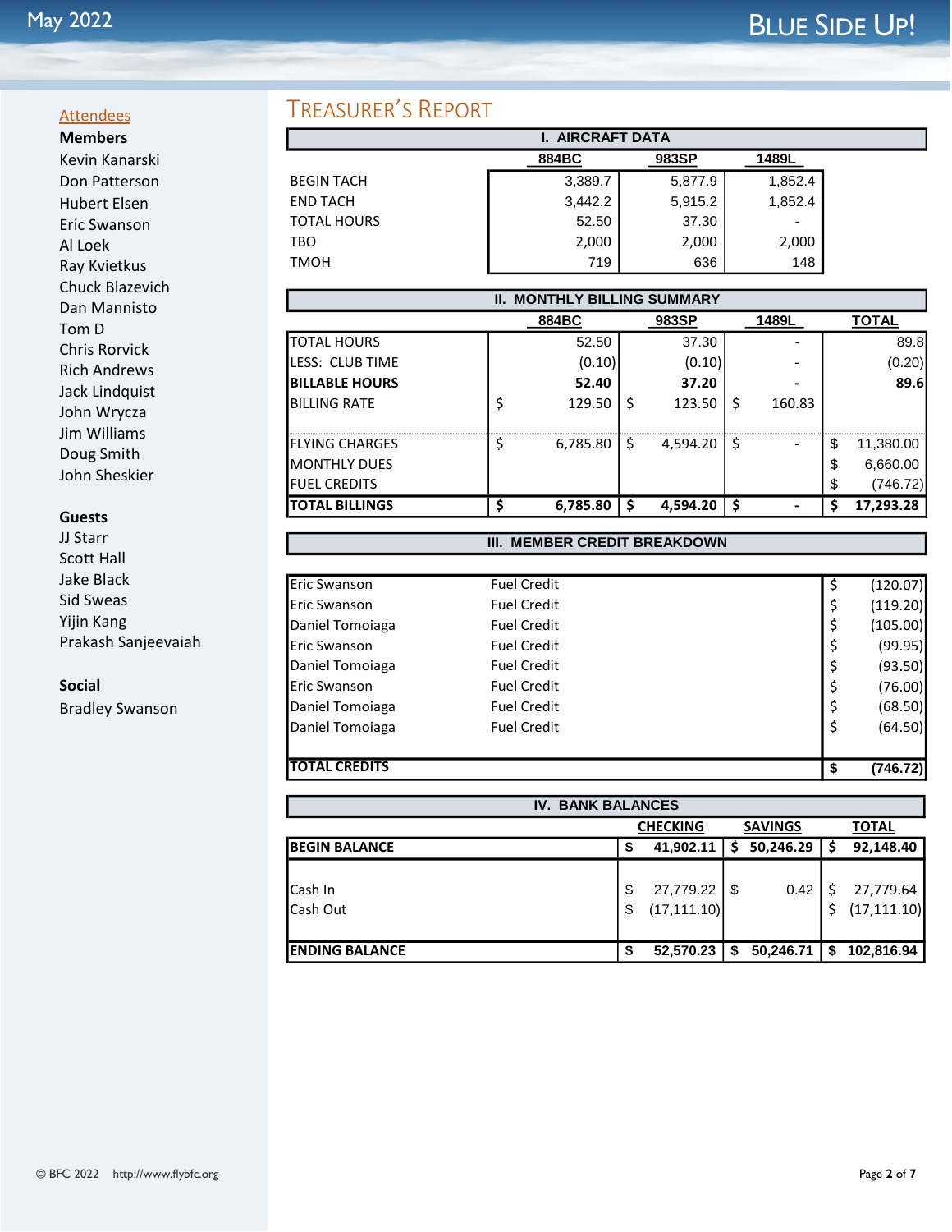## Attendees

**Members**

Kevin Kanarski
Don Patterson
Hubert Elsen
Eric Swanson
Al Loek
Ray Kvietkus
Chuck Blazevich
Dan Mannisto
Tom D
Chris Rorvick
Rich Andrews
Jack Lindquist
John Wrycza
Jim Williams
Doug Smith
John Sheskier

**Guests**

JJ Starr
Scott Hall
Jake Black
Sid Sweas
Yijin Kang
Prakash Sanjeevaiah

**Social**

Bradley Swanson

# Treasurer's Report

### I. AIRCRAFT DATA

| | 884BC | 983SP | 1489L |
|---|---|---|---|
| BEGIN TACH | 3,389.7 | 5,877.9 | 1,852.4 |
| END TACH | 3,442.2 | 5,915.2 | 1,852.4 |
| TOTAL HOURS | 52.50 | 37.30 | - |
| TBO | 2,000 | 2,000 | 2,000 |
| TMOH | 719 | 636 | 148 |

### II. MONTHLY BILLING SUMMARY

| | 884BC | 983SP | 1489L | TOTAL |
|---|---|---|---|---|
| TOTAL HOURS | 52.50 | 37.30 | - | 89.8 |
| LESS: CLUB TIME | (0.10) | (0.10) | - | (0.20) |
| **BILLABLE HOURS** | **52.40** | **37.20** | **-** | **89.6** |
| BILLING RATE | $ 129.50 | $ 123.50 | $ 160.83 | |
| FLYING CHARGES | $ 6,785.80 | $ 4,594.20 | $ - | $ 11,380.00 |
| MONTHLY DUES | | | | $ 6,660.00 |
| FUEL CREDITS | | | | $ (746.72) |
| **TOTAL BILLINGS** | **$ 6,785.80** | **$ 4,594.20** | **$ -** | **$ 17,293.28** |

### III. MEMBER CREDIT BREAKDOWN

| | | |
|---|---|---|
| Eric Swanson | Fuel Credit | $ (120.07) |
| Eric Swanson | Fuel Credit | $ (119.20) |
| Daniel Tomoiaga | Fuel Credit | $ (105.00) |
| Eric Swanson | Fuel Credit | $ (99.95) |
| Daniel Tomoiaga | Fuel Credit | $ (93.50) |
| Eric Swanson | Fuel Credit | $ (76.00) |
| Daniel Tomoiaga | Fuel Credit | $ (68.50) |
| Daniel Tomoiaga | Fuel Credit | $ (64.50) |
| **TOTAL CREDITS** | | **$ (746.72)** |

### IV. BANK BALANCES

| | CHECKING | SAVINGS | TOTAL |
|---|---|---|---|
| **BEGIN BALANCE** | **$ 41,902.11** | **$ 50,246.29** | **$ 92,148.40** |
| Cash In | $ 27,779.22 | $ 0.42 | $ 27,779.64 |
| Cash Out | $ (17,111.10) | | $ (17,111.10) |
| **ENDING BALANCE** | **$ 52,570.23** | **$ 50,246.71** | **$ 102,816.94** |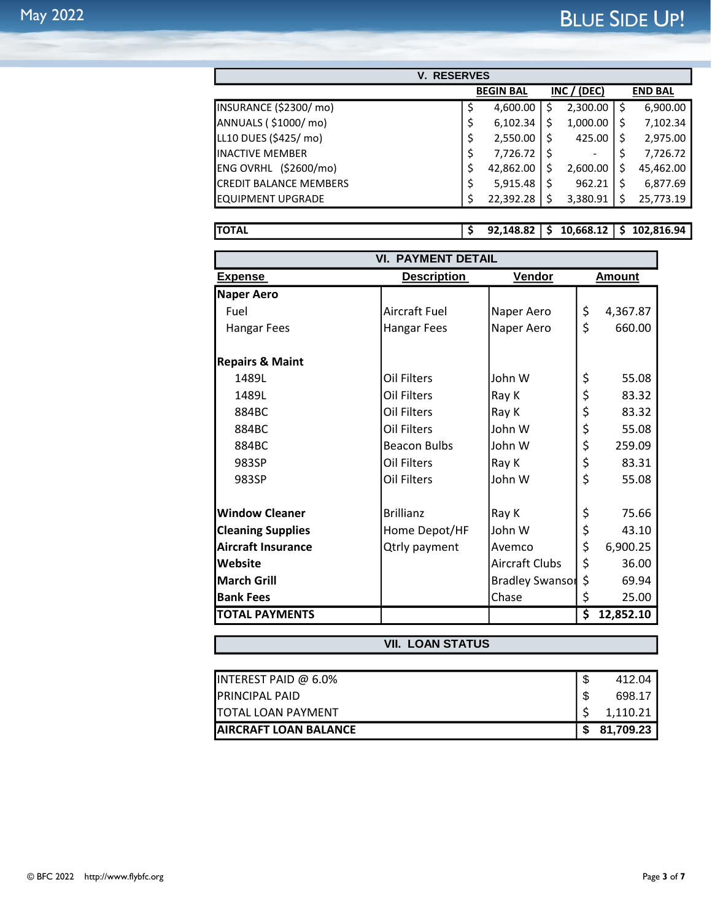## V. RESERVES

| | BEGIN BAL | INC / (DEC) | END BAL |
|---|---|---|---|
| INSURANCE ($2300/ mo) | $ 4,600.00 | $ 2,300.00 | $ 6,900.00 |
| ANNUALS ( $1000/ mo) | $ 6,102.34 | $ 1,000.00 | $ 7,102.34 |
| LL10 DUES ($425/ mo) | $ 2,550.00 | $ 425.00 | $ 2,975.00 |
| INACTIVE MEMBER | $ 7,726.72 | $ - | $ 7,726.72 |
| ENG OVRHL ($2600/mo) | $ 42,862.00 | $ 2,600.00 | $ 45,462.00 |
| CREDIT BALANCE MEMBERS | $ 5,915.48 | $ 962.21 | $ 6,877.69 |
| EQUIPMENT UPGRADE | $ 22,392.28 | $ 3,380.91 | $ 25,773.19 |
| **TOTAL** | **$ 92,148.82** | **$ 10,668.12** | **$ 102,816.94** |

## VI. PAYMENT DETAIL

| Expense | Description | Vendor | Amount |
|---|---|---|---|
| **Naper Aero** | | | |
| Fuel | Aircraft Fuel | Naper Aero | $ 4,367.87 |
| Hangar Fees | Hangar Fees | Naper Aero | $ 660.00 |
| | | | |
| **Repairs & Maint** | | | |
| 1489L | Oil Filters | John W | $ 55.08 |
| 1489L | Oil Filters | Ray K | $ 83.32 |
| 884BC | Oil Filters | Ray K | $ 83.32 |
| 884BC | Oil Filters | John W | $ 55.08 |
| 884BC | Beacon Bulbs | John W | $ 259.09 |
| 983SP | Oil Filters | Ray K | $ 83.31 |
| 983SP | Oil Filters | John W | $ 55.08 |
| | | | |
| **Window Cleaner** | Brillianz | Ray K | $ 75.66 |
| **Cleaning Supplies** | Home Depot/HF | John W | $ 43.10 |
| **Aircraft Insurance** | Qtrly payment | Avemco | $ 6,900.25 |
| **Website** | | Aircraft Clubs | $ 36.00 |
| **March Grill** | | Bradley Swanson | $ 69.94 |
| **Bank Fees** | | Chase | $ 25.00 |
| **TOTAL PAYMENTS** | | | **$ 12,852.10** |

## VII. LOAN STATUS

| | |
|---|---|
| INTEREST PAID @ 6.0% | $ 412.04 |
| PRINCIPAL PAID | $ 698.17 |
| TOTAL LOAN PAYMENT | $ 1,110.21 |
| **AIRCRAFT LOAN BALANCE** | **$ 81,709.23** |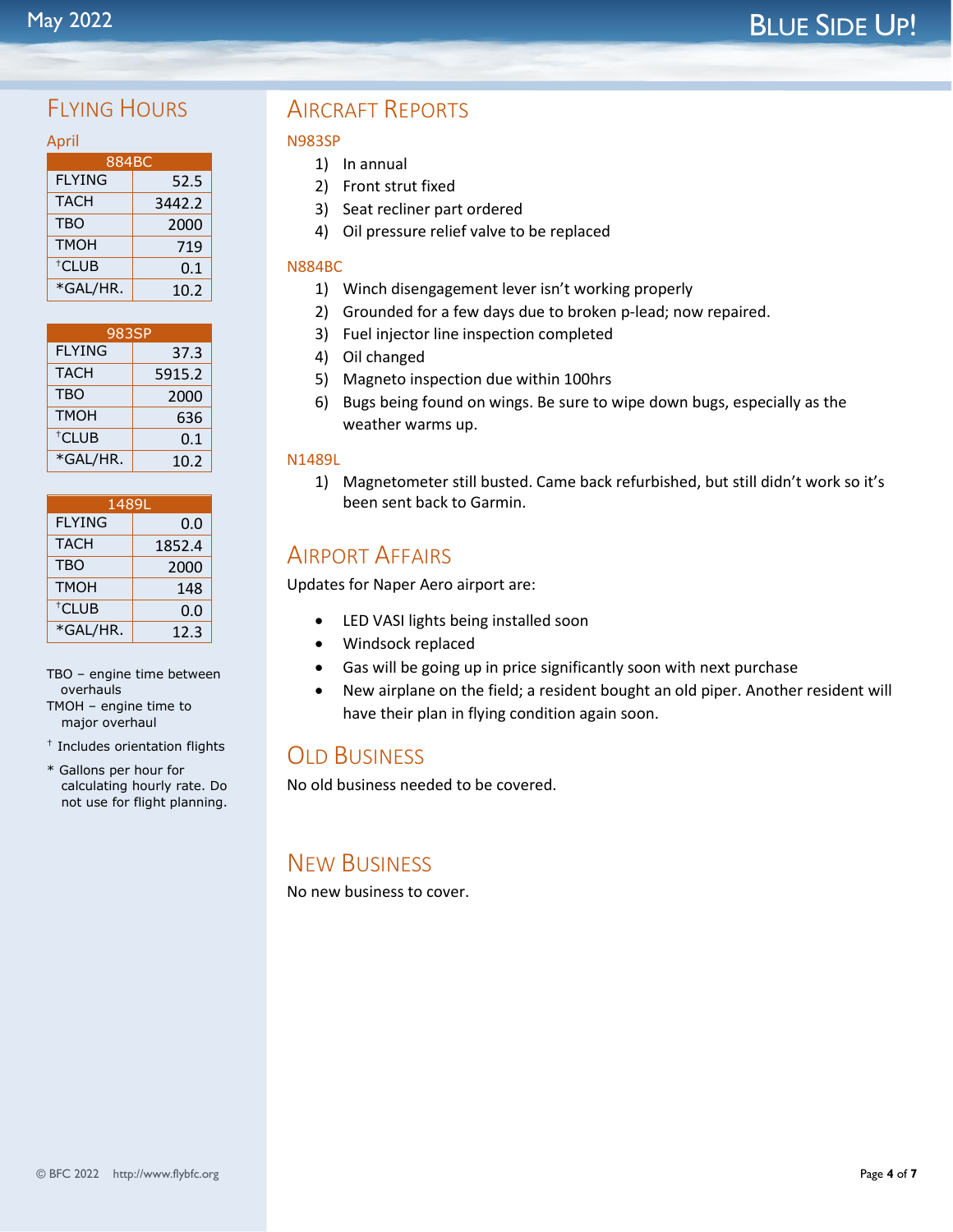# Flying Hours

### April

| 884BC | |
|---|---|
| FLYING | 52.5 |
| TACH | 3442.2 |
| TBO | 2000 |
| TMOH | 719 |
| †CLUB | 0.1 |
| *GAL/HR. | 10.2 |

| 983SP | |
|---|---|
| FLYING | 37.3 |
| TACH | 5915.2 |
| TBO | 2000 |
| TMOH | 636 |
| †CLUB | 0.1 |
| *GAL/HR. | 10.2 |

| 1489L | |
|---|---|
| FLYING | 0.0 |
| TACH | 1852.4 |
| TBO | 2000 |
| TMOH | 148 |
| †CLUB | 0.0 |
| *GAL/HR. | 12.3 |

TBO – engine time between overhauls
TMOH – engine time to major overhaul

† Includes orientation flights

* Gallons per hour for calculating hourly rate. Do not use for flight planning.

# Aircraft Reports

### N983SP

1) In annual
2) Front strut fixed
3) Seat recliner part ordered
4) Oil pressure relief valve to be replaced

### N884BC

1) Winch disengagement lever isn't working properly
2) Grounded for a few days due to broken p-lead; now repaired.
3) Fuel injector line inspection completed
4) Oil changed
5) Magneto inspection due within 100hrs
6) Bugs being found on wings. Be sure to wipe down bugs, especially as the weather warms up.

### N1489L

1) Magnetometer still busted. Came back refurbished, but still didn't work so it's been sent back to Garmin.

# Airport Affairs

Updates for Naper Aero airport are:

- LED VASI lights being installed soon
- Windsock replaced
- Gas will be going up in price significantly soon with next purchase
- New airplane on the field; a resident bought an old piper. Another resident will have their plan in flying condition again soon.

# Old Business

No old business needed to be covered.

# New Business

No new business to cover.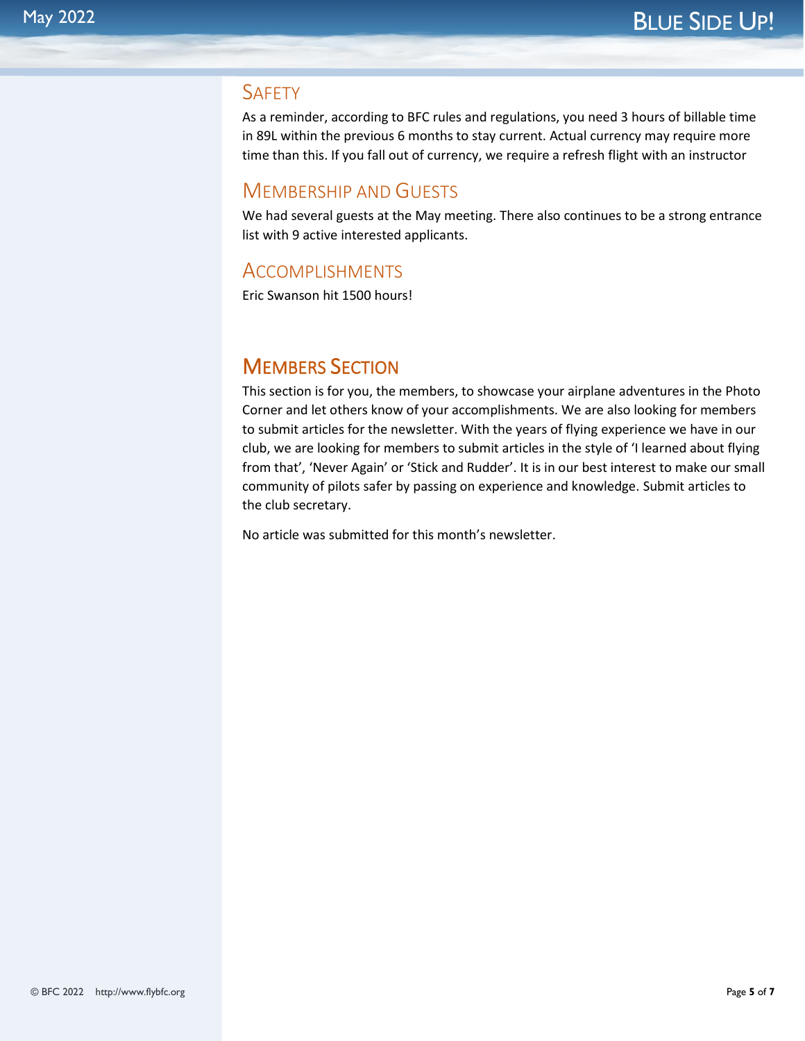## Safety

As a reminder, according to BFC rules and regulations, you need 3 hours of billable time in 89L within the previous 6 months to stay current. Actual currency may require more time than this. If you fall out of currency, we require a refresh flight with an instructor

## Membership and Guests

We had several guests at the May meeting. There also continues to be a strong entrance list with 9 active interested applicants.

## Accomplishments

Eric Swanson hit 1500 hours!

# Members Section

This section is for you, the members, to showcase your airplane adventures in the Photo Corner and let others know of your accomplishments. We are also looking for members to submit articles for the newsletter. With the years of flying experience we have in our club, we are looking for members to submit articles in the style of 'I learned about flying from that', 'Never Again' or 'Stick and Rudder'. It is in our best interest to make our small community of pilots safer by passing on experience and knowledge. Submit articles to the club secretary.

No article was submitted for this month's newsletter.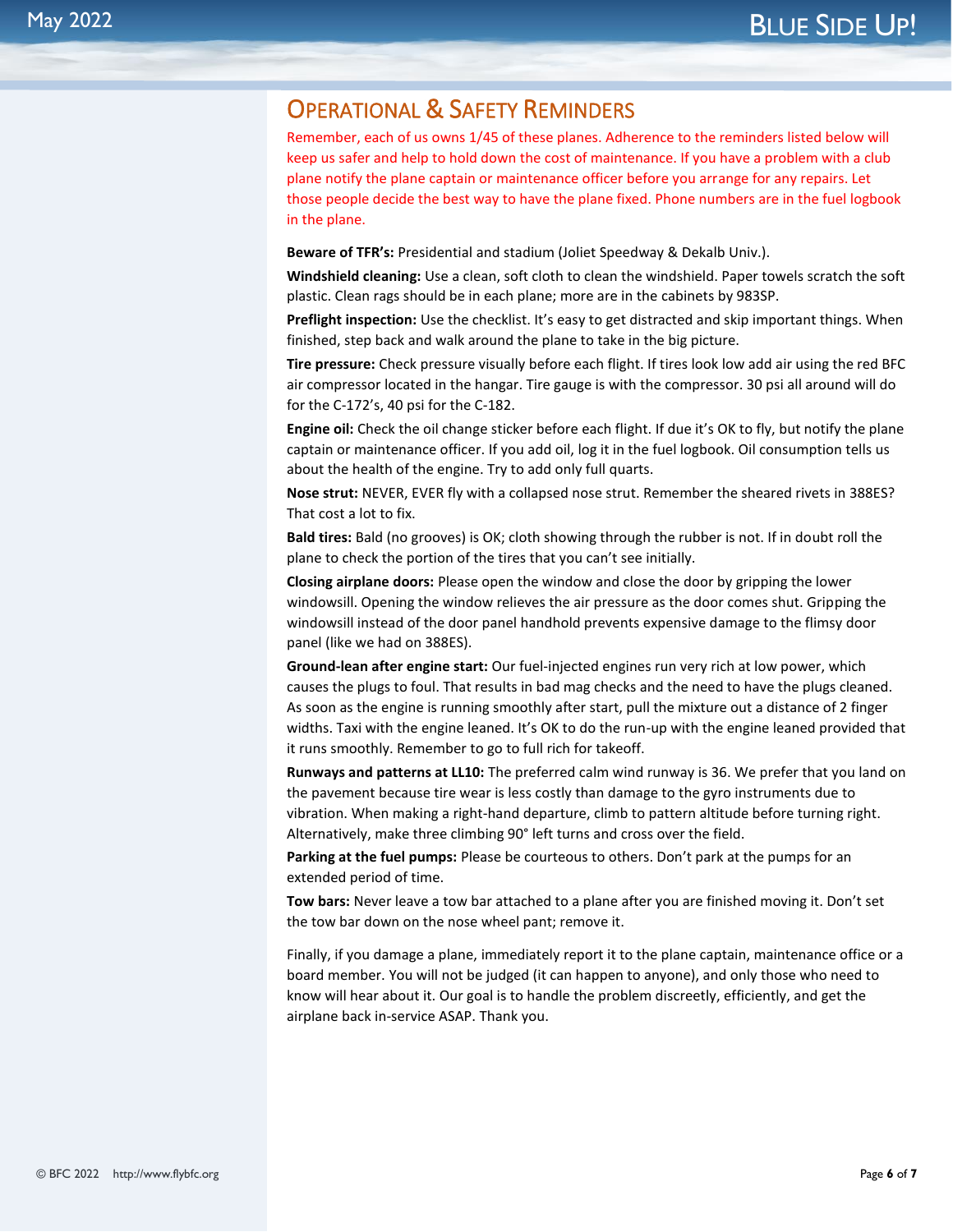## Operational & Safety Reminders

Remember, each of us owns 1/45 of these planes. Adherence to the reminders listed below will keep us safer and help to hold down the cost of maintenance. If you have a problem with a club plane notify the plane captain or maintenance officer before you arrange for any repairs. Let those people decide the best way to have the plane fixed. Phone numbers are in the fuel logbook in the plane.

**Beware of TFR's:** Presidential and stadium (Joliet Speedway & Dekalb Univ.).

**Windshield cleaning:** Use a clean, soft cloth to clean the windshield. Paper towels scratch the soft plastic. Clean rags should be in each plane; more are in the cabinets by 983SP.

**Preflight inspection:** Use the checklist. It's easy to get distracted and skip important things. When finished, step back and walk around the plane to take in the big picture.

**Tire pressure:** Check pressure visually before each flight. If tires look low add air using the red BFC air compressor located in the hangar. Tire gauge is with the compressor. 30 psi all around will do for the C-172's, 40 psi for the C-182.

**Engine oil:** Check the oil change sticker before each flight. If due it's OK to fly, but notify the plane captain or maintenance officer. If you add oil, log it in the fuel logbook. Oil consumption tells us about the health of the engine. Try to add only full quarts.

**Nose strut:** NEVER, EVER fly with a collapsed nose strut. Remember the sheared rivets in 388ES? That cost a lot to fix.

**Bald tires:** Bald (no grooves) is OK; cloth showing through the rubber is not. If in doubt roll the plane to check the portion of the tires that you can't see initially.

**Closing airplane doors:** Please open the window and close the door by gripping the lower windowsill. Opening the window relieves the air pressure as the door comes shut. Gripping the windowsill instead of the door panel handhold prevents expensive damage to the flimsy door panel (like we had on 388ES).

**Ground-lean after engine start:** Our fuel-injected engines run very rich at low power, which causes the plugs to foul. That results in bad mag checks and the need to have the plugs cleaned. As soon as the engine is running smoothly after start, pull the mixture out a distance of 2 finger widths. Taxi with the engine leaned. It's OK to do the run-up with the engine leaned provided that it runs smoothly. Remember to go to full rich for takeoff.

**Runways and patterns at LL10:** The preferred calm wind runway is 36. We prefer that you land on the pavement because tire wear is less costly than damage to the gyro instruments due to vibration. When making a right-hand departure, climb to pattern altitude before turning right. Alternatively, make three climbing 90° left turns and cross over the field.

**Parking at the fuel pumps:** Please be courteous to others. Don't park at the pumps for an extended period of time.

**Tow bars:** Never leave a tow bar attached to a plane after you are finished moving it. Don't set the tow bar down on the nose wheel pant; remove it.

Finally, if you damage a plane, immediately report it to the plane captain, maintenance office or a board member. You will not be judged (it can happen to anyone), and only those who need to know will hear about it. Our goal is to handle the problem discreetly, efficiently, and get the airplane back in-service ASAP. Thank you.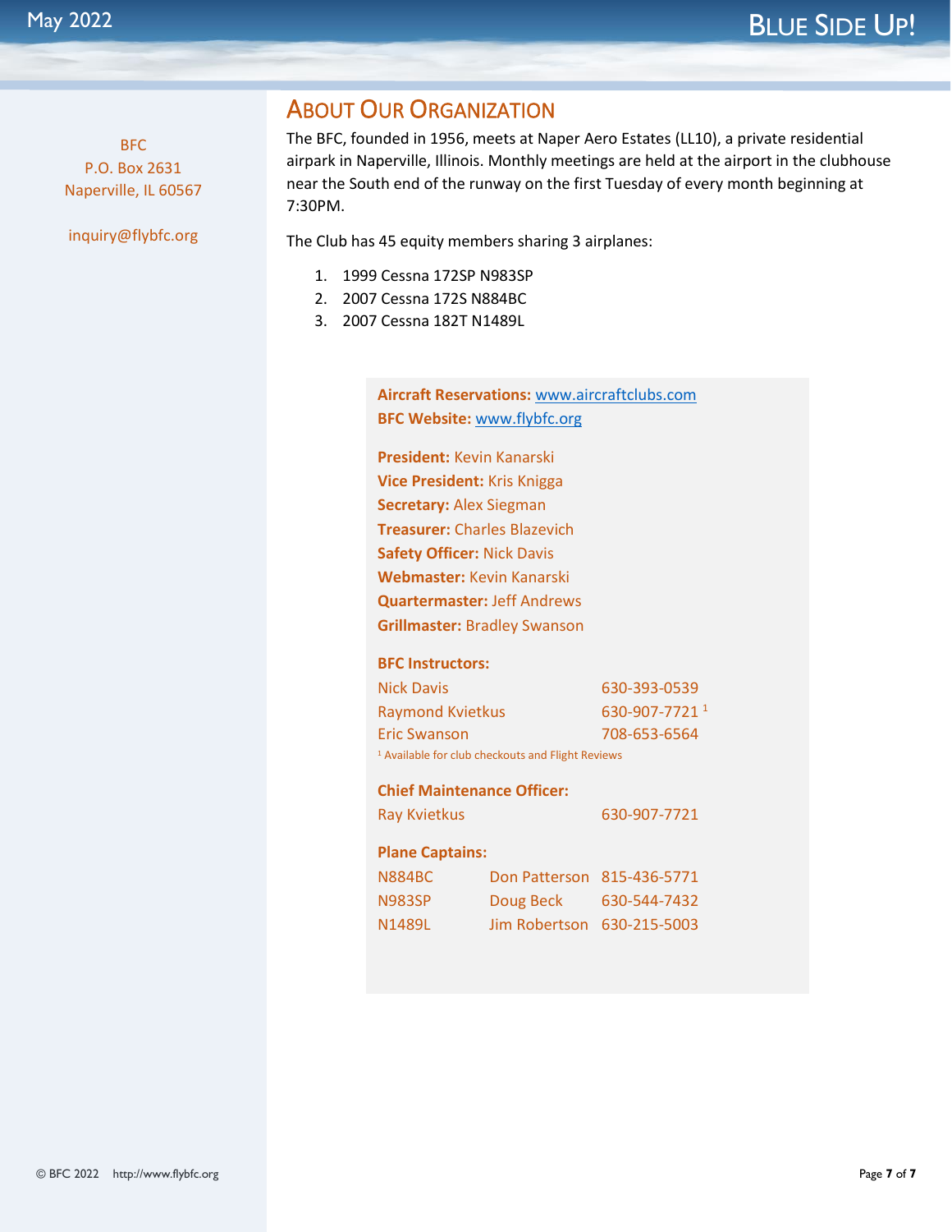BFC
P.O. Box 2631
Naperville, IL 60567

inquiry@flybfc.org

## About Our Organization

The BFC, founded in 1956, meets at Naper Aero Estates (LL10), a private residential airpark in Naperville, Illinois. Monthly meetings are held at the airport in the clubhouse near the South end of the runway on the first Tuesday of every month beginning at 7:30PM.

The Club has 45 equity members sharing 3 airplanes:

1. 1999 Cessna 172SP N983SP
2. 2007 Cessna 172S N884BC
3. 2007 Cessna 182T N1489L

**Aircraft Reservations:** www.aircraftclubs.com
**BFC Website:** www.flybfc.org

**President:** Kevin Kanarski
**Vice President:** Kris Knigga
**Secretary:** Alex Siegman
**Treasurer:** Charles Blazevich
**Safety Officer:** Nick Davis
**Webmaster:** Kevin Kanarski
**Quartermaster:** Jeff Andrews
**Grillmaster:** Bradley Swanson

**BFC Instructors:**

| | |
|---|---|
| Nick Davis | 630-393-0539 |
| Raymond Kvietkus | 630-907-7721 [1] |
| Eric Swanson | 708-653-6564 |

[1] Available for club checkouts and Flight Reviews

**Chief Maintenance Officer:**

| | |
|---|---|
| Ray Kvietkus | 630-907-7721 |

**Plane Captains:**

| | | |
|---|---|---|
| N884BC | Don Patterson | 815-436-5771 |
| N983SP | Doug Beck | 630-544-7432 |
| N1489L | Jim Robertson | 630-215-5003 |